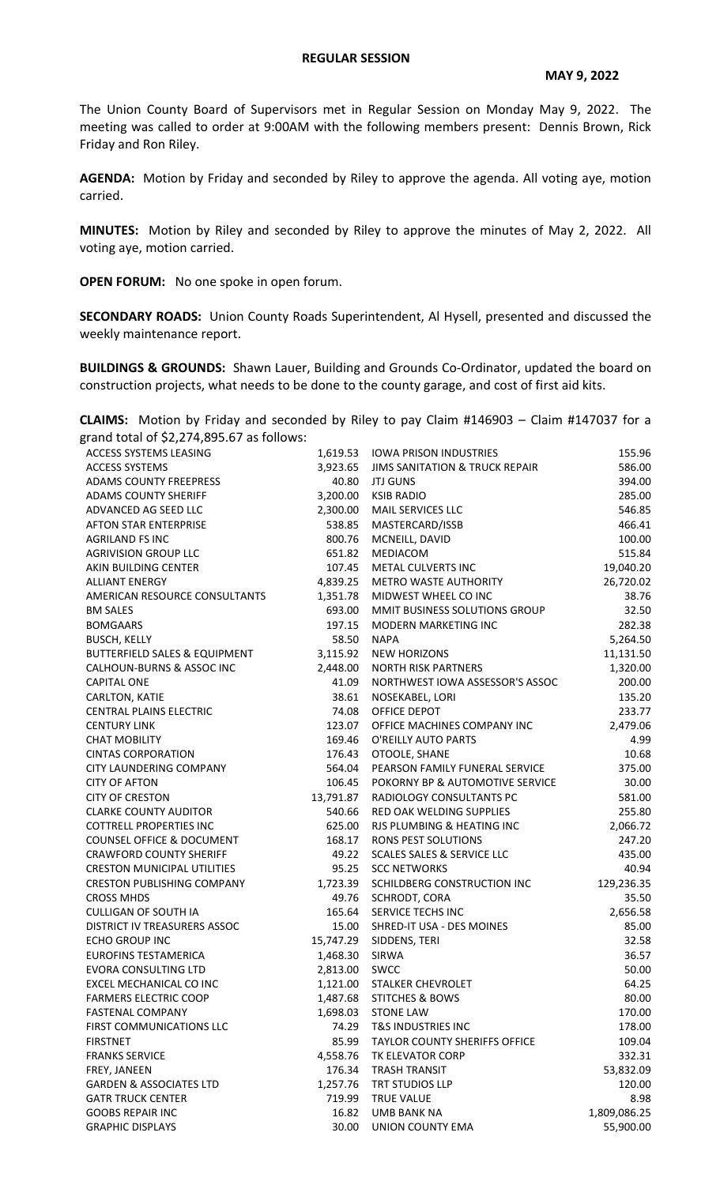# REGULAR SESSION

**MAY 9, 2022**

The Union County Board of Supervisors met in Regular Session on Monday May 9, 2022. The meeting was called to order at 9:00AM with the following members present: Dennis Brown, Rick Friday and Ron Riley.

**AGENDA:** Motion by Friday and seconded by Riley to approve the agenda. All voting aye, motion carried.

**MINUTES:** Motion by Riley and seconded by Riley to approve the minutes of May 2, 2022. All voting aye, motion carried.

**OPEN FORUM:** No one spoke in open forum.

**SECONDARY ROADS:** Union County Roads Superintendent, Al Hysell, presented and discussed the weekly maintenance report.

**BUILDINGS & GROUNDS:** Shawn Lauer, Building and Grounds Co-Ordinator, updated the board on construction projects, what needs to be done to the county garage, and cost of first aid kits.

**CLAIMS:** Motion by Friday and seconded by Riley to pay Claim #146903 – Claim #147037 for a grand total of $2,274,895.67 as follows:

| | | | |
|---|---|---|---|
| ACCESS SYSTEMS LEASING | 1,619.53 | IOWA PRISON INDUSTRIES | 155.96 |
| ACCESS SYSTEMS | 3,923.65 | JIMS SANITATION & TRUCK REPAIR | 586.00 |
| ADAMS COUNTY FREEPRESS | 40.80 | JTJ GUNS | 394.00 |
| ADAMS COUNTY SHERIFF | 3,200.00 | KSIB RADIO | 285.00 |
| ADVANCED AG SEED LLC | 2,300.00 | MAIL SERVICES LLC | 546.85 |
| AFTON STAR ENTERPRISE | 538.85 | MASTERCARD/ISSB | 466.41 |
| AGRILAND FS INC | 800.76 | MCNEILL, DAVID | 100.00 |
| AGRIVISION GROUP LLC | 651.82 | MEDIACOM | 515.84 |
| AKIN BUILDING CENTER | 107.45 | METAL CULVERTS INC | 19,040.20 |
| ALLIANT ENERGY | 4,839.25 | METRO WASTE AUTHORITY | 26,720.02 |
| AMERICAN RESOURCE CONSULTANTS | 1,351.78 | MIDWEST WHEEL CO INC | 38.76 |
| BM SALES | 693.00 | MMIT BUSINESS SOLUTIONS GROUP | 32.50 |
| BOMGAARS | 197.15 | MODERN MARKETING INC | 282.38 |
| BUSCH, KELLY | 58.50 | NAPA | 5,264.50 |
| BUTTERFIELD SALES & EQUIPMENT | 3,115.92 | NEW HORIZONS | 11,131.50 |
| CALHOUN-BURNS & ASSOC INC | 2,448.00 | NORTH RISK PARTNERS | 1,320.00 |
| CAPITAL ONE | 41.09 | NORTHWEST IOWA ASSESSOR'S ASSOC | 200.00 |
| CARLTON, KATIE | 38.61 | NOSEKABEL, LORI | 135.20 |
| CENTRAL PLAINS ELECTRIC | 74.08 | OFFICE DEPOT | 233.77 |
| CENTURY LINK | 123.07 | OFFICE MACHINES COMPANY INC | 2,479.06 |
| CHAT MOBILITY | 169.46 | O'REILLY AUTO PARTS | 4.99 |
| CINTAS CORPORATION | 176.43 | OTOOLE, SHANE | 10.68 |
| CITY LAUNDERING COMPANY | 564.04 | PEARSON FAMILY FUNERAL SERVICE | 375.00 |
| CITY OF AFTON | 106.45 | POKORNY BP & AUTOMOTIVE SERVICE | 30.00 |
| CITY OF CRESTON | 13,791.87 | RADIOLOGY CONSULTANTS PC | 581.00 |
| CLARKE COUNTY AUDITOR | 540.66 | RED OAK WELDING SUPPLIES | 255.80 |
| COTTRELL PROPERTIES INC | 625.00 | RJS PLUMBING & HEATING INC | 2,066.72 |
| COUNSEL OFFICE & DOCUMENT | 168.17 | RONS PEST SOLUTIONS | 247.20 |
| CRAWFORD COUNTY SHERIFF | 49.22 | SCALES SALES & SERVICE LLC | 435.00 |
| CRESTON MUNICIPAL UTILITIES | 95.25 | SCC NETWORKS | 40.94 |
| CRESTON PUBLISHING COMPANY | 1,723.39 | SCHILDBERG CONSTRUCTION INC | 129,236.35 |
| CROSS MHDS | 49.76 | SCHRODT, CORA | 35.50 |
| CULLIGAN OF SOUTH IA | 165.64 | SERVICE TECHS INC | 2,656.58 |
| DISTRICT IV TREASURERS ASSOC | 15.00 | SHRED-IT USA - DES MOINES | 85.00 |
| ECHO GROUP INC | 15,747.29 | SIDDENS, TERI | 32.58 |
| EUROFINS TESTAMERICA | 1,468.30 | SIRWA | 36.57 |
| EVORA CONSULTING LTD | 2,813.00 | SWCC | 50.00 |
| EXCEL MECHANICAL CO INC | 1,121.00 | STALKER CHEVROLET | 64.25 |
| FARMERS ELECTRIC COOP | 1,487.68 | STITCHES & BOWS | 80.00 |
| FASTENAL COMPANY | 1,698.03 | STONE LAW | 170.00 |
| FIRST COMMUNICATIONS LLC | 74.29 | T&S INDUSTRIES INC | 178.00 |
| FIRSTNET | 85.99 | TAYLOR COUNTY SHERIFFS OFFICE | 109.04 |
| FRANKS SERVICE | 4,558.76 | TK ELEVATOR CORP | 332.31 |
| FREY, JANEEN | 176.34 | TRASH TRANSIT | 53,832.09 |
| GARDEN & ASSOCIATES LTD | 1,257.76 | TRT STUDIOS LLP | 120.00 |
| GATR TRUCK CENTER | 719.99 | TRUE VALUE | 8.98 |
| GOOBS REPAIR INC | 16.82 | UMB BANK NA | 1,809,086.25 |
| GRAPHIC DISPLAYS | 30.00 | UNION COUNTY EMA | 55,900.00 |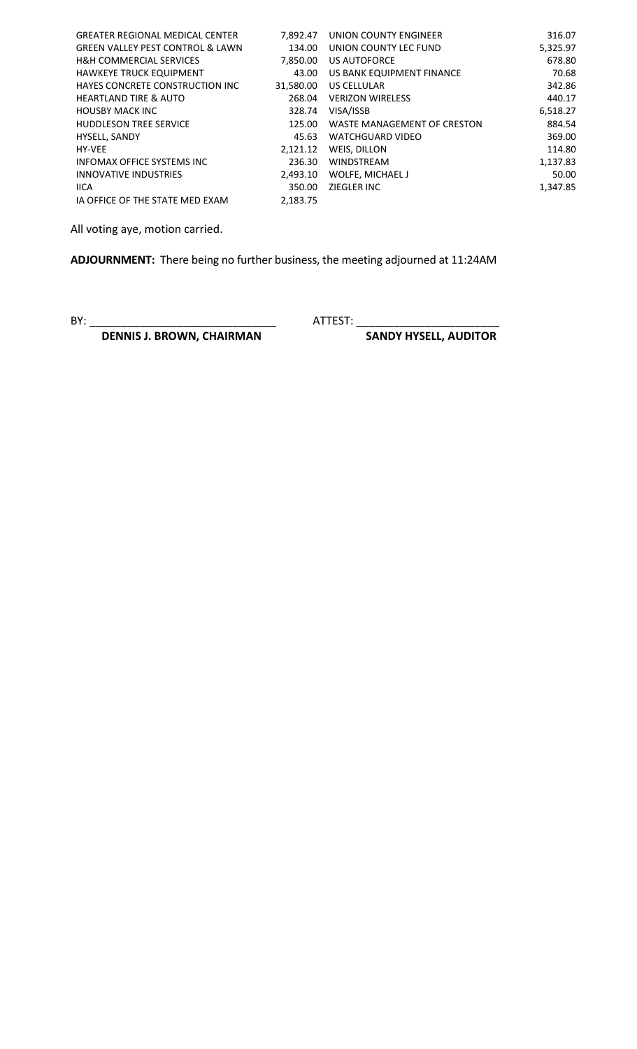| | | | |
|---|---|---|---|
| GREATER REGIONAL MEDICAL CENTER | 7,892.47 | UNION COUNTY ENGINEER | 316.07 |
| GREEN VALLEY PEST CONTROL & LAWN | 134.00 | UNION COUNTY LEC FUND | 5,325.97 |
| H&H COMMERCIAL SERVICES | 7,850.00 | US AUTOFORCE | 678.80 |
| HAWKEYE TRUCK EQUIPMENT | 43.00 | US BANK EQUIPMENT FINANCE | 70.68 |
| HAYES CONCRETE CONSTRUCTION INC | 31,580.00 | US CELLULAR | 342.86 |
| HEARTLAND TIRE & AUTO | 268.04 | VERIZON WIRELESS | 440.17 |
| HOUSBY MACK INC | 328.74 | VISA/ISSB | 6,518.27 |
| HUDDLESON TREE SERVICE | 125.00 | WASTE MANAGEMENT OF CRESTON | 884.54 |
| HYSELL, SANDY | 45.63 | WATCHGUARD VIDEO | 369.00 |
| HY-VEE | 2,121.12 | WEIS, DILLON | 114.80 |
| INFOMAX OFFICE SYSTEMS INC | 236.30 | WINDSTREAM | 1,137.83 |
| INNOVATIVE INDUSTRIES | 2,493.10 | WOLFE, MICHAEL J | 50.00 |
| IICA | 350.00 | ZIEGLER INC | 1,347.85 |
| IA OFFICE OF THE STATE MED EXAM | 2,183.75 | | |

All voting aye, motion carried.

**ADJOURNMENT:** There being no further business, the meeting adjourned at 11:24AM

BY: ______________________________ ATTEST: ______________________

**DENNIS J. BROWN, CHAIRMAN** **SANDY HYSELL, AUDITOR**